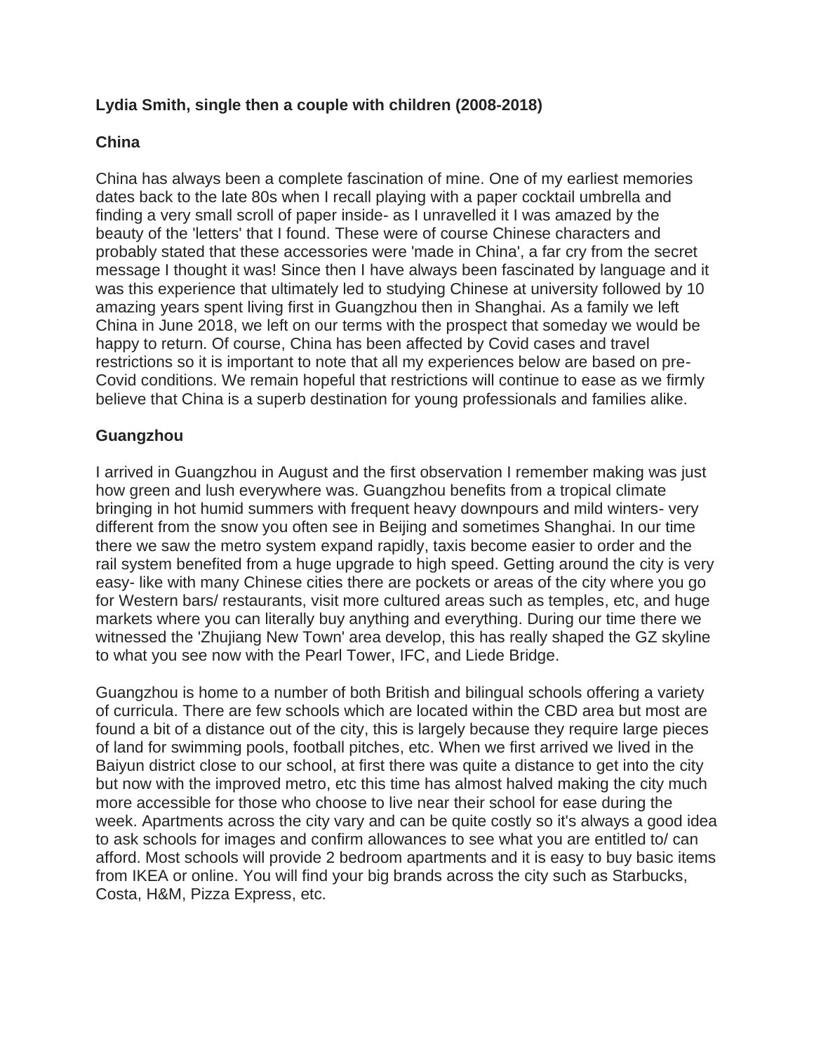**Lydia Smith, single then a couple with children (2008-2018)**

**China**

China has always been a complete fascination of mine. One of my earliest memories dates back to the late 80s when I recall playing with a paper cocktail umbrella and finding a very small scroll of paper inside- as I unravelled it I was amazed by the beauty of the 'letters' that I found. These were of course Chinese characters and probably stated that these accessories were 'made in China', a far cry from the secret message I thought it was! Since then I have always been fascinated by language and it was this experience that ultimately led to studying Chinese at university followed by 10 amazing years spent living first in Guangzhou then in Shanghai. As a family we left China in June 2018, we left on our terms with the prospect that someday we would be happy to return. Of course, China has been affected by Covid cases and travel restrictions so it is important to note that all my experiences below are based on pre-Covid conditions. We remain hopeful that restrictions will continue to ease as we firmly believe that China is a superb destination for young professionals and families alike.

**Guangzhou**

I arrived in Guangzhou in August and the first observation I remember making was just how green and lush everywhere was. Guangzhou benefits from a tropical climate bringing in hot humid summers with frequent heavy downpours and mild winters- very different from the snow you often see in Beijing and sometimes Shanghai. In our time there we saw the metro system expand rapidly, taxis become easier to order and the rail system benefited from a huge upgrade to high speed. Getting around the city is very easy- like with many Chinese cities there are pockets or areas of the city where you go for Western bars/ restaurants, visit more cultured areas such as temples, etc, and huge markets where you can literally buy anything and everything. During our time there we witnessed the 'Zhujiang New Town' area develop, this has really shaped the GZ skyline to what you see now with the Pearl Tower, IFC, and Liede Bridge.

Guangzhou is home to a number of both British and bilingual schools offering a variety of curricula. There are few schools which are located within the CBD area but most are found a bit of a distance out of the city, this is largely because they require large pieces of land for swimming pools, football pitches, etc. When we first arrived we lived in the Baiyun district close to our school, at first there was quite a distance to get into the city but now with the improved metro, etc this time has almost halved making the city much more accessible for those who choose to live near their school for ease during the week. Apartments across the city vary and can be quite costly so it's always a good idea to ask schools for images and confirm allowances to see what you are entitled to/ can afford. Most schools will provide 2 bedroom apartments and it is easy to buy basic items from IKEA or online. You will find your big brands across the city such as Starbucks, Costa, H&M, Pizza Express, etc.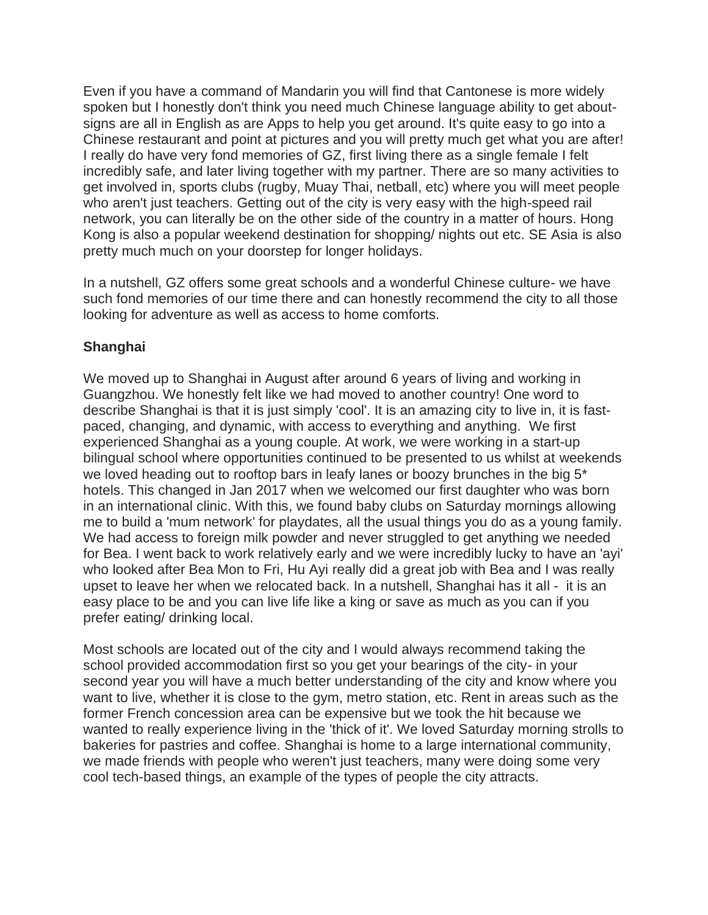Even if you have a command of Mandarin you will find that Cantonese is more widely spoken but I honestly don't think you need much Chinese language ability to get about- signs are all in English as are Apps to help you get around. It's quite easy to go into a Chinese restaurant and point at pictures and you will pretty much get what you are after! I really do have very fond memories of GZ, first living there as a single female I felt incredibly safe, and later living together with my partner. There are so many activities to get involved in, sports clubs (rugby, Muay Thai, netball, etc) where you will meet people who aren't just teachers. Getting out of the city is very easy with the high-speed rail network, you can literally be on the other side of the country in a matter of hours. Hong Kong is also a popular weekend destination for shopping/ nights out etc. SE Asia is also pretty much much on your doorstep for longer holidays.

In a nutshell, GZ offers some great schools and a wonderful Chinese culture- we have such fond memories of our time there and can honestly recommend the city to all those looking for adventure as well as access to home comforts.

**Shanghai**

We moved up to Shanghai in August after around 6 years of living and working in Guangzhou. We honestly felt like we had moved to another country! One word to describe Shanghai is that it is just simply 'cool'. It is an amazing city to live in, it is fast-paced, changing, and dynamic, with access to everything and anything. We first experienced Shanghai as a young couple. At work, we were working in a start-up bilingual school where opportunities continued to be presented to us whilst at weekends we loved heading out to rooftop bars in leafy lanes or boozy brunches in the big 5* hotels. This changed in Jan 2017 when we welcomed our first daughter who was born in an international clinic. With this, we found baby clubs on Saturday mornings allowing me to build a 'mum network' for playdates, all the usual things you do as a young family. We had access to foreign milk powder and never struggled to get anything we needed for Bea. I went back to work relatively early and we were incredibly lucky to have an 'ayi' who looked after Bea Mon to Fri, Hu Ayi really did a great job with Bea and I was really upset to leave her when we relocated back. In a nutshell, Shanghai has it all - it is an easy place to be and you can live life like a king or save as much as you can if you prefer eating/ drinking local.

Most schools are located out of the city and I would always recommend taking the school provided accommodation first so you get your bearings of the city- in your second year you will have a much better understanding of the city and know where you want to live, whether it is close to the gym, metro station, etc. Rent in areas such as the former French concession area can be expensive but we took the hit because we wanted to really experience living in the 'thick of it'. We loved Saturday morning strolls to bakeries for pastries and coffee. Shanghai is home to a large international community, we made friends with people who weren't just teachers, many were doing some very cool tech-based things, an example of the types of people the city attracts.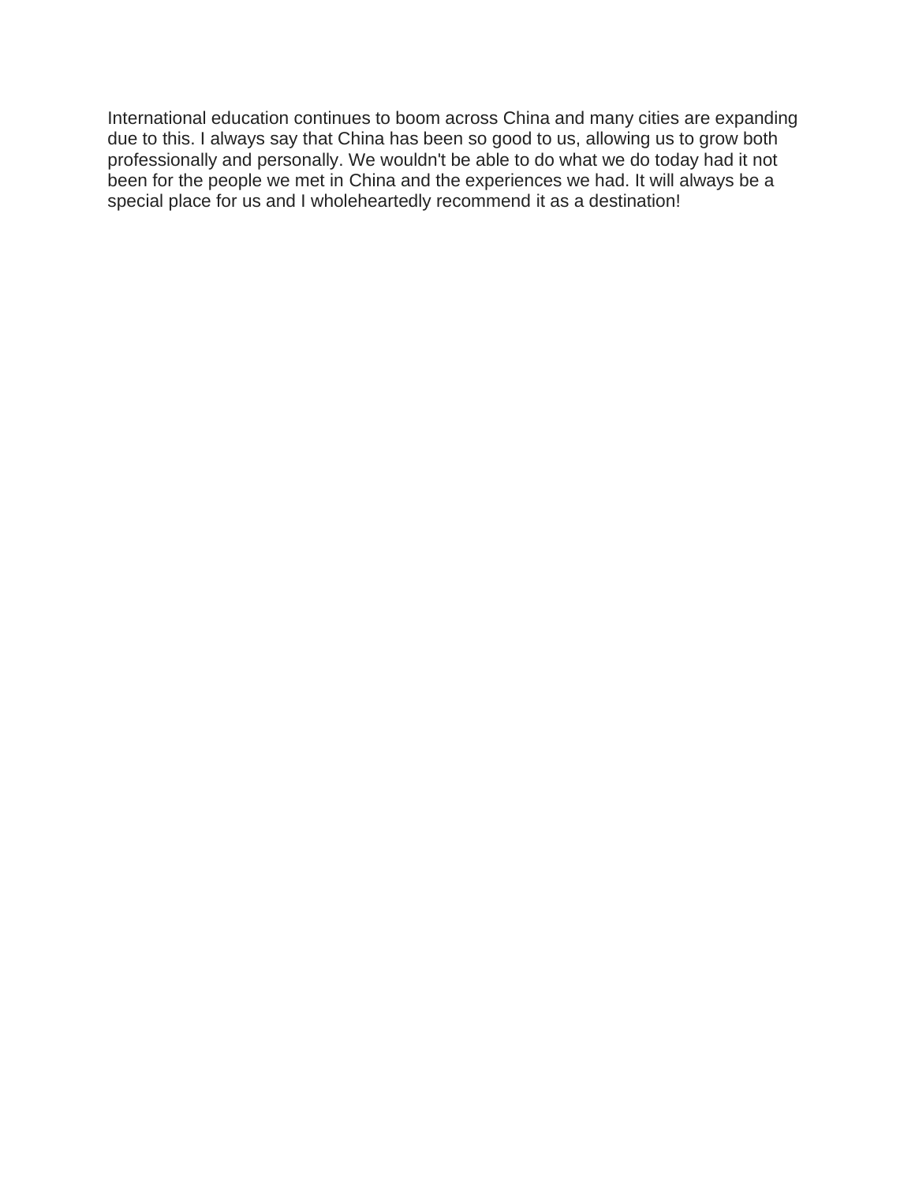International education continues to boom across China and many cities are expanding due to this. I always say that China has been so good to us, allowing us to grow both professionally and personally. We wouldn't be able to do what we do today had it not been for the people we met in China and the experiences we had. It will always be a special place for us and I wholeheartedly recommend it as a destination!